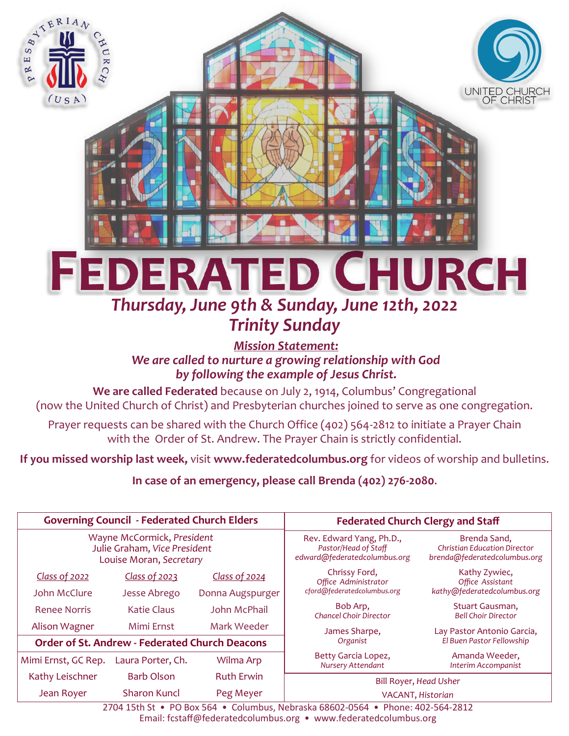# FEDERATED CHURCH

## *Thursday, June 9th & Sunday, June 12th, 2022*
## *Trinity Sunday*

***Mission Statement:***
***We are called to nurture a growing relationship with God by following the example of Jesus Christ.***

**We are called Federated** because on July 2, 1914, Columbus' Congregational (now the United Church of Christ) and Presbyterian churches joined to serve as one congregation.

Prayer requests can be shared with the Church Office (402) 564-2812 to initiate a Prayer Chain with the Order of St. Andrew. The Prayer Chain is strictly confidential.

**If you missed worship last week,** visit **www.federatedcolumbus.org** for videos of worship and bulletins.

**In case of an emergency, please call Brenda (402) 276-2080**.

| **Governing Council - Federated Church Elders** | | |
|---|---|---|
| Wayne McCormick, *President* | | |
| Julie Graham, *Vice President* | | |
| Louise Moran, *Secretary* | | |
| *Class of 2022* | *Class of 2023* | *Class of 2024* |
| John McClure | Jesse Abrego | Donna Augspurger |
| Renee Norris | Katie Claus | John McPhail |
| Alison Wagner | Mimi Ernst | Mark Weeder |
| **Order of St. Andrew - Federated Church Deacons** | | |
| Mimi Ernst, GC Rep. | Laura Porter, Ch. | Wilma Arp |
| Kathy Leischner | Barb Olson | Ruth Erwin |
| Jean Royer | Sharon Kuncl | Peg Meyer |

| **Federated Church Clergy and Staff** | |
|---|---|
| Rev. Edward Yang, Ph.D., *Pastor/Head of Staff* edward@federatedcolumbus.org | Brenda Sand, *Christian Education Director* brenda@federatedcolumbus.org |
| Chrissy Ford, *Office Administrator* cford@federatedcolumbus.org | Kathy Zywiec, *Office Assistant* kathy@federatedcolumbus.org |
| Bob Arp, *Chancel Choir Director* | Stuart Gausman, *Bell Choir Director* |
| James Sharpe, *Organist* | Lay Pastor Antonio Garcia, *El Buen Pastor Fellowship* |
| Betty Garcia Lopez, *Nursery Attendant* | Amanda Weeder, *Interim Accompanist* |
| Bill Royer, *Head Usher* | |
| VACANT, *Historian* | |

2704 15th St • PO Box 564 • Columbus, Nebraska 68602-0564 • Phone: 402-564-2812
Email: fcstaff@federatedcolumbus.org • www.federatedcolumbus.org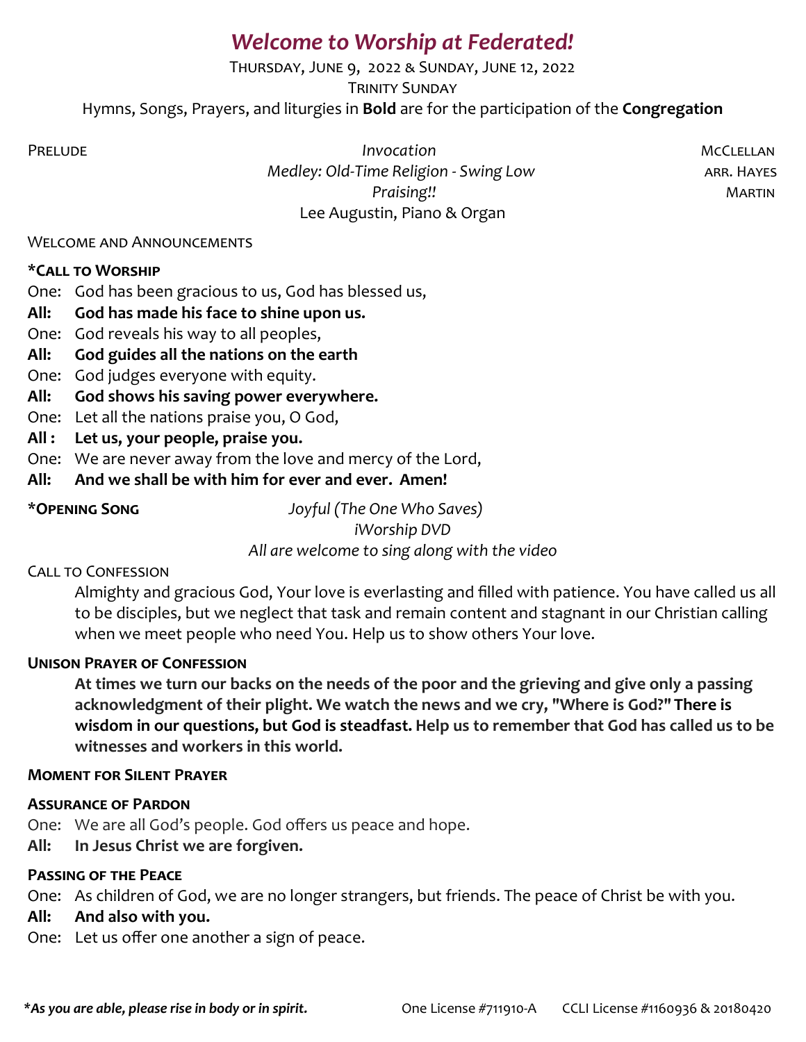# *Welcome to Worship at Federated!*

Thursday, June 9, 2022 & Sunday, June 12, 2022

Trinity Sunday

Hymns, Songs, Prayers, and liturgies in **Bold** are for the participation of the **Congregation**

Prelude

*Invocation* — McClellan

*Medley: Old-Time Religion - Swing Low* — arr. Hayes

*Praising!!* — Martin

Lee Augustin, Piano & Organ

Welcome and Announcements

**\*Call to Worship**

One: God has been gracious to us, God has blessed us,

**All: God has made his face to shine upon us.**

One: God reveals his way to all peoples,

**All: God guides all the nations on the earth**

One: God judges everyone with equity.

**All: God shows his saving power everywhere.**

One: Let all the nations praise you, O God,

**All : Let us, your people, praise you.**

One: We are never away from the love and mercy of the Lord,

**All: And we shall be with him for ever and ever. Amen!**

**\*Opening Song** — *Joyful (The One Who Saves)*

*iWorship DVD*

*All are welcome to sing along with the video*

Call to Confession

Almighty and gracious God, Your love is everlasting and filled with patience. You have called us all to be disciples, but we neglect that task and remain content and stagnant in our Christian calling when we meet people who need You. Help us to show others Your love.

**Unison Prayer of Confession**

**At times we turn our backs on the needs of the poor and the grieving and give only a passing acknowledgment of their plight. We watch the news and we cry, "Where is God?" There is wisdom in our questions, but God is steadfast. Help us to remember that God has called us to be witnesses and workers in this world.**

**Moment for Silent Prayer**

**Assurance of Pardon**

One: We are all God's people. God offers us peace and hope.

**All: In Jesus Christ we are forgiven.**

**Passing of the Peace**

One: As children of God, we are no longer strangers, but friends. The peace of Christ be with you.

**All: And also with you.**

One: Let us offer one another a sign of peace.

***\*As you are able, please rise in body or in spirit.*** One License #711910-A CCLI License #1160936 & 20180420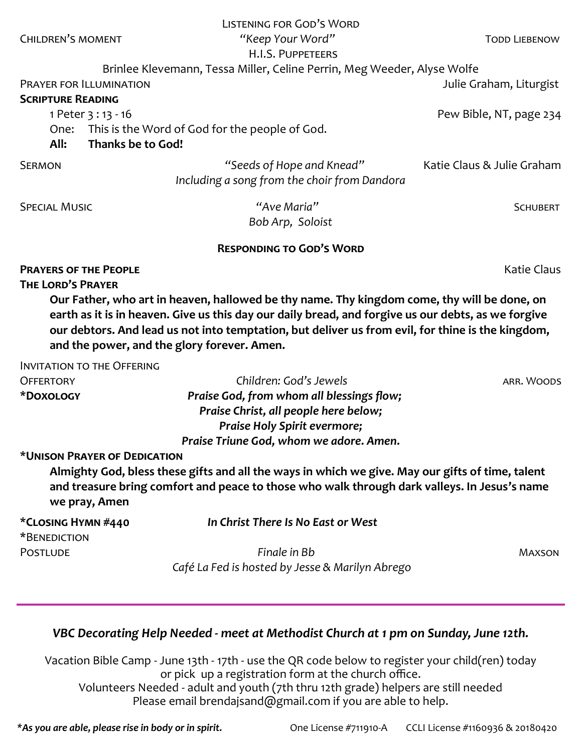## Listening for God's Word

Children's moment — *"Keep Your Word"* — Todd Liebenow

H.I.S. Puppeteers

Brinlee Klevemann, Tessa Miller, Celine Perrin, Meg Weeder, Alyse Wolfe

Prayer for Illumination — Julie Graham, Liturgist

**Scripture Reading**

1 Peter 3 : 13 - 16 — Pew Bible, NT, page 234

One: This is the Word of God for the people of God.

**All: Thanks be to God!**

Sermon — *"Seeds of Hope and Knead"* — Katie Claus & Julie Graham

*Including a song from the choir from Dandora*

Special Music — *"Ave Maria"* — Schubert

*Bob Arp, Soloist*

## Responding to God's Word

**Prayers of the People** — Katie Claus

**The Lord's Prayer**

**Our Father, who art in heaven, hallowed be thy name. Thy kingdom come, thy will be done, on earth as it is in heaven. Give us this day our daily bread, and forgive us our debts, as we forgive our debtors. And lead us not into temptation, but deliver us from evil, for thine is the kingdom, and the power, and the glory forever. Amen.**

Invitation to the Offering

Offertory — *Children: God's Jewels* — arr. Woods

**\*Doxology**

***Praise God, from whom all blessings flow;***
***Praise Christ, all people here below;***
***Praise Holy Spirit evermore;***
***Praise Triune God, whom we adore. Amen.***

**\*Unison Prayer of Dedication**

**Almighty God, bless these gifts and all the ways in which we give. May our gifts of time, talent and treasure bring comfort and peace to those who walk through dark valleys. In Jesus's name we pray, Amen**

**\*Closing Hymn #440** — ***In Christ There Is No East or West***

\*Benediction

Postlude — *Finale in Bb* — Maxson

*Café La Fed is hosted by Jesse & Marilyn Abrego*

---

***VBC Decorating Help Needed - meet at Methodist Church at 1 pm on Sunday, June 12th.***

Vacation Bible Camp - June 13th - 17th - use the QR code below to register your child(ren) today or pick up a registration form at the church office.
Volunteers Needed - adult and youth (7th thru 12th grade) helpers are still needed
Please email brendajsand@gmail.com if you are able to help.

***\*As you are able, please rise in body or in spirit.*** One License #711910-A CCLI License #1160936 & 20180420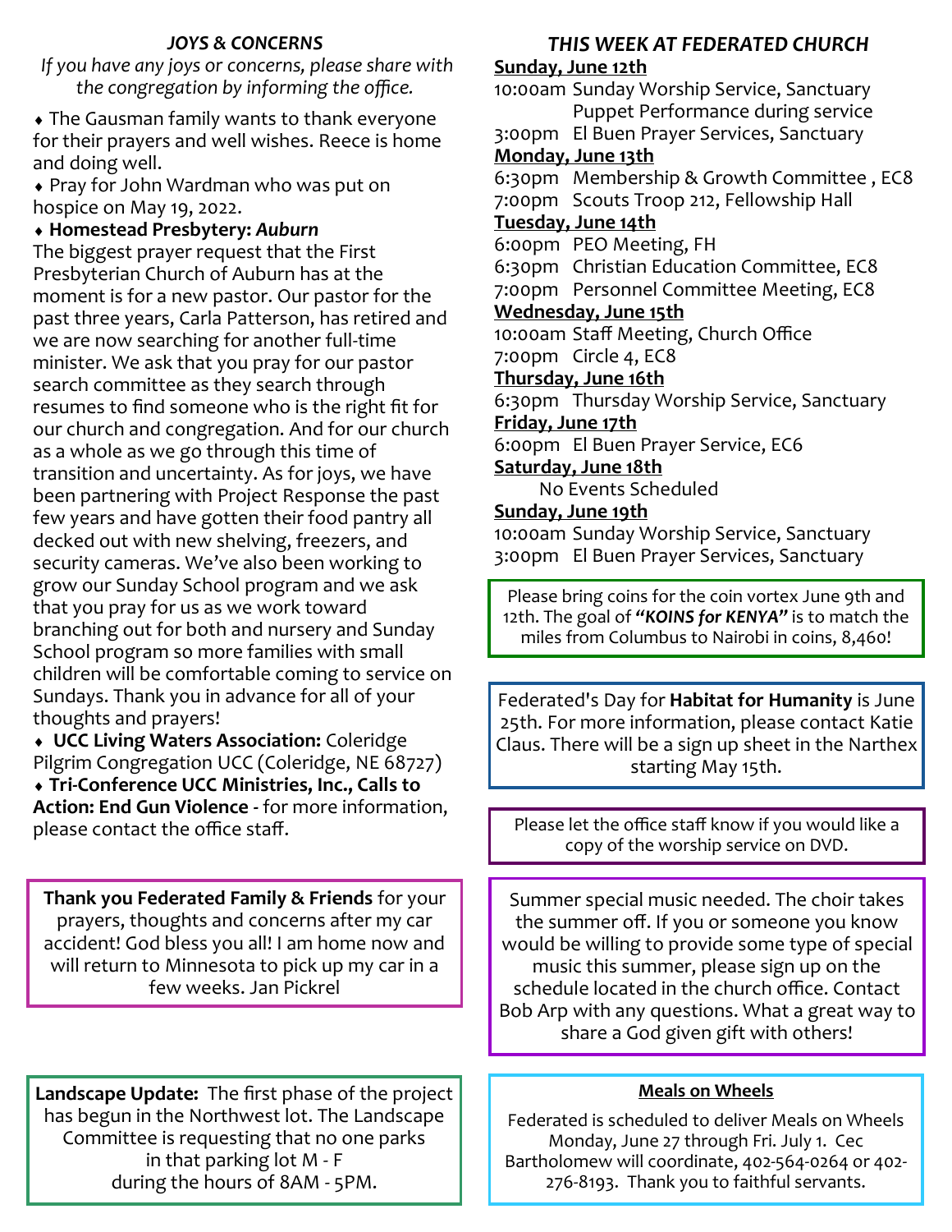## *JOYS & CONCERNS*

*If you have any joys or concerns, please share with the congregation by informing the office.*

- The Gausman family wants to thank everyone for their prayers and well wishes. Reece is home and doing well.
- Pray for John Wardman who was put on hospice on May 19, 2022.
- **Homestead Presbytery: *Auburn***
The biggest prayer request that the First Presbyterian Church of Auburn has at the moment is for a new pastor. Our pastor for the past three years, Carla Patterson, has retired and we are now searching for another full-time minister. We ask that you pray for our pastor search committee as they search through resumes to find someone who is the right fit for our church and congregation. And for our church as a whole as we go through this time of transition and uncertainty. As for joys, we have been partnering with Project Response the past few years and have gotten their food pantry all decked out with new shelving, freezers, and security cameras. We've also been working to grow our Sunday School program and we ask that you pray for us as we work toward branching out for both and nursery and Sunday School program so more families with small children will be comfortable coming to service on Sundays. Thank you in advance for all of your thoughts and prayers!
- **UCC Living Waters Association:** Coleridge Pilgrim Congregation UCC (Coleridge, NE 68727)
- **Tri-Conference UCC Ministries, Inc., Calls to Action: End Gun Violence** - for more information, please contact the office staff.

**Thank you Federated Family & Friends** for your prayers, thoughts and concerns after my car accident! God bless you all! I am home now and will return to Minnesota to pick up my car in a few weeks. Jan Pickrel

**Landscape Update:** The first phase of the project has begun in the Northwest lot. The Landscape Committee is requesting that no one parks in that parking lot M - F during the hours of 8AM - 5PM.

## *THIS WEEK AT FEDERATED CHURCH*

**Sunday, June 12th**
10:00am Sunday Worship Service, Sanctuary
Puppet Performance during service
3:00pm El Buen Prayer Services, Sanctuary

**Monday, June 13th**
6:30pm Membership & Growth Committee , EC8
7:00pm Scouts Troop 212, Fellowship Hall

**Tuesday, June 14th**
6:00pm PEO Meeting, FH
6:30pm Christian Education Committee, EC8
7:00pm Personnel Committee Meeting, EC8

**Wednesday, June 15th**
10:00am Staff Meeting, Church Office
7:00pm Circle 4, EC8

**Thursday, June 16th**
6:30pm Thursday Worship Service, Sanctuary

**Friday, June 17th**
6:00pm El Buen Prayer Service, EC6

**Saturday, June 18th**
No Events Scheduled

**Sunday, June 19th**
10:00am Sunday Worship Service, Sanctuary
3:00pm El Buen Prayer Services, Sanctuary

Please bring coins for the coin vortex June 9th and 12th. The goal of ***"KOINS for KENYA"*** is to match the miles from Columbus to Nairobi in coins, 8,460!

Federated's Day for **Habitat for Humanity** is June 25th. For more information, please contact Katie Claus. There will be a sign up sheet in the Narthex starting May 15th.

Please let the office staff know if you would like a copy of the worship service on DVD.

Summer special music needed. The choir takes the summer off. If you or someone you know would be willing to provide some type of special music this summer, please sign up on the schedule located in the church office. Contact Bob Arp with any questions. What a great way to share a God given gift with others!

**Meals on Wheels**

Federated is scheduled to deliver Meals on Wheels Monday, June 27 through Fri. July 1. Cec Bartholomew will coordinate, 402-564-0264 or 402-276-8193. Thank you to faithful servants.